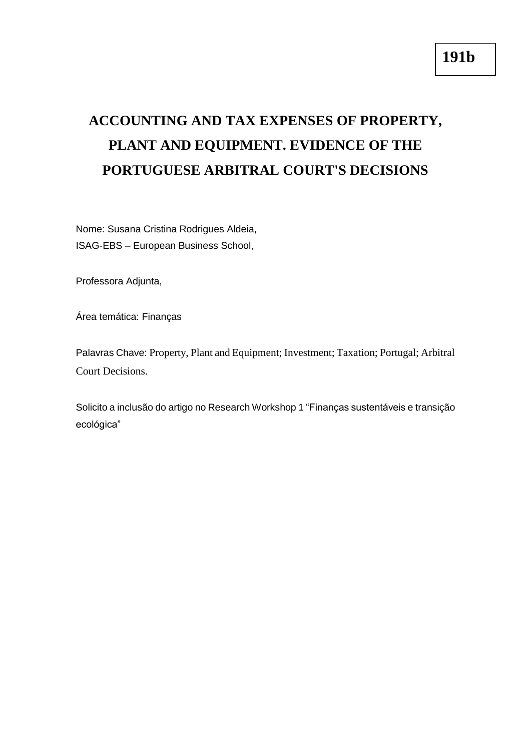**191b**

# ACCOUNTING AND TAX EXPENSES OF PROPERTY, PLANT AND EQUIPMENT. EVIDENCE OF THE PORTUGUESE ARBITRAL COURT'S DECISIONS

Nome: Susana Cristina Rodrigues Aldeia,
ISAG-EBS – European Business School,

Professora Adjunta,

Área temática: Finanças

Palavras Chave: Property, Plant and Equipment; Investment; Taxation; Portugal; Arbitral Court Decisions.

Solicito a inclusão do artigo no Research Workshop 1 "Finanças sustentáveis e transição ecológica"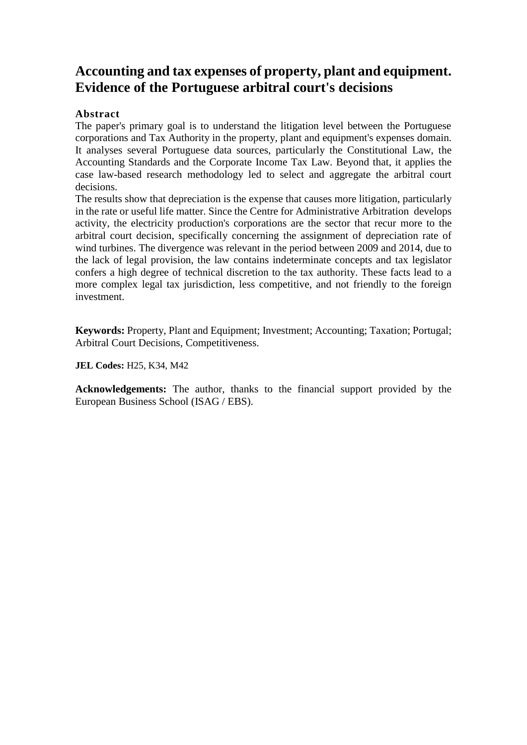# Accounting and tax expenses of property, plant and equipment. Evidence of the Portuguese arbitral court's decisions

### Abstract

The paper's primary goal is to understand the litigation level between the Portuguese corporations and Tax Authority in the property, plant and equipment's expenses domain. It analyses several Portuguese data sources, particularly the Constitutional Law, the Accounting Standards and the Corporate Income Tax Law. Beyond that, it applies the case law-based research methodology led to select and aggregate the arbitral court decisions.

The results show that depreciation is the expense that causes more litigation, particularly in the rate or useful life matter. Since the Centre for Administrative Arbitration develops activity, the electricity production's corporations are the sector that recur more to the arbitral court decision, specifically concerning the assignment of depreciation rate of wind turbines. The divergence was relevant in the period between 2009 and 2014, due to the lack of legal provision, the law contains indeterminate concepts and tax legislator confers a high degree of technical discretion to the tax authority. These facts lead to a more complex legal tax jurisdiction, less competitive, and not friendly to the foreign investment.

**Keywords:** Property, Plant and Equipment; Investment; Accounting; Taxation; Portugal; Arbitral Court Decisions, Competitiveness.

**JEL Codes:** H25, K34, M42

**Acknowledgements:** The author, thanks to the financial support provided by the European Business School (ISAG / EBS).